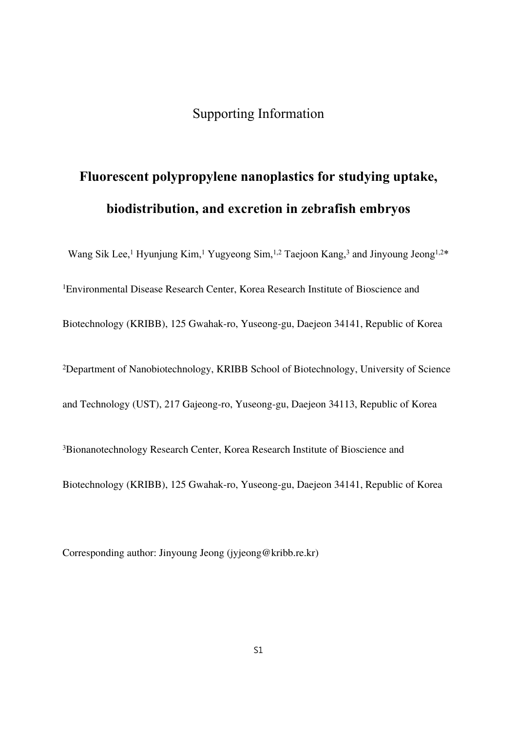Supporting Information

# Fluorescent polypropylene nanoplastics for studying uptake, biodistribution, and excretion in zebrafish embryos

Wang Sik Lee,[1] Hyunjung Kim,[1] Yugyeong Sim,[1,2] Taejoon Kang,[3] and Jinyoung Jeong[1,2]*

[1]Environmental Disease Research Center, Korea Research Institute of Bioscience and Biotechnology (KRIBB), 125 Gwahak-ro, Yuseong-gu, Daejeon 34141, Republic of Korea

[2]Department of Nanobiotechnology, KRIBB School of Biotechnology, University of Science and Technology (UST), 217 Gajeong-ro, Yuseong-gu, Daejeon 34113, Republic of Korea

[3]Bionanotechnology Research Center, Korea Research Institute of Bioscience and Biotechnology (KRIBB), 125 Gwahak-ro, Yuseong-gu, Daejeon 34141, Republic of Korea

Corresponding author: Jinyoung Jeong (jyjeong@kribb.re.kr)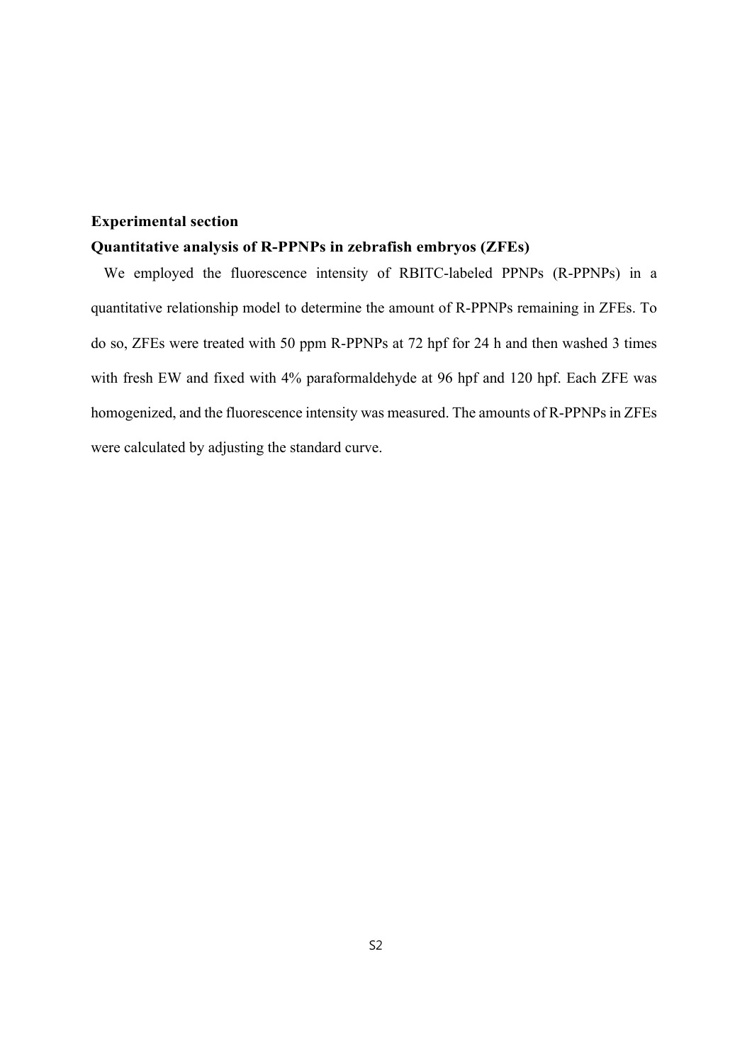## Experimental section

### Quantitative analysis of R-PPNPs in zebrafish embryos (ZFEs)

We employed the fluorescence intensity of RBITC-labeled PPNPs (R-PPNPs) in a quantitative relationship model to determine the amount of R-PPNPs remaining in ZFEs. To do so, ZFEs were treated with 50 ppm R-PPNPs at 72 hpf for 24 h and then washed 3 times with fresh EW and fixed with 4% paraformaldehyde at 96 hpf and 120 hpf. Each ZFE was homogenized, and the fluorescence intensity was measured. The amounts of R-PPNPs in ZFEs were calculated by adjusting the standard curve.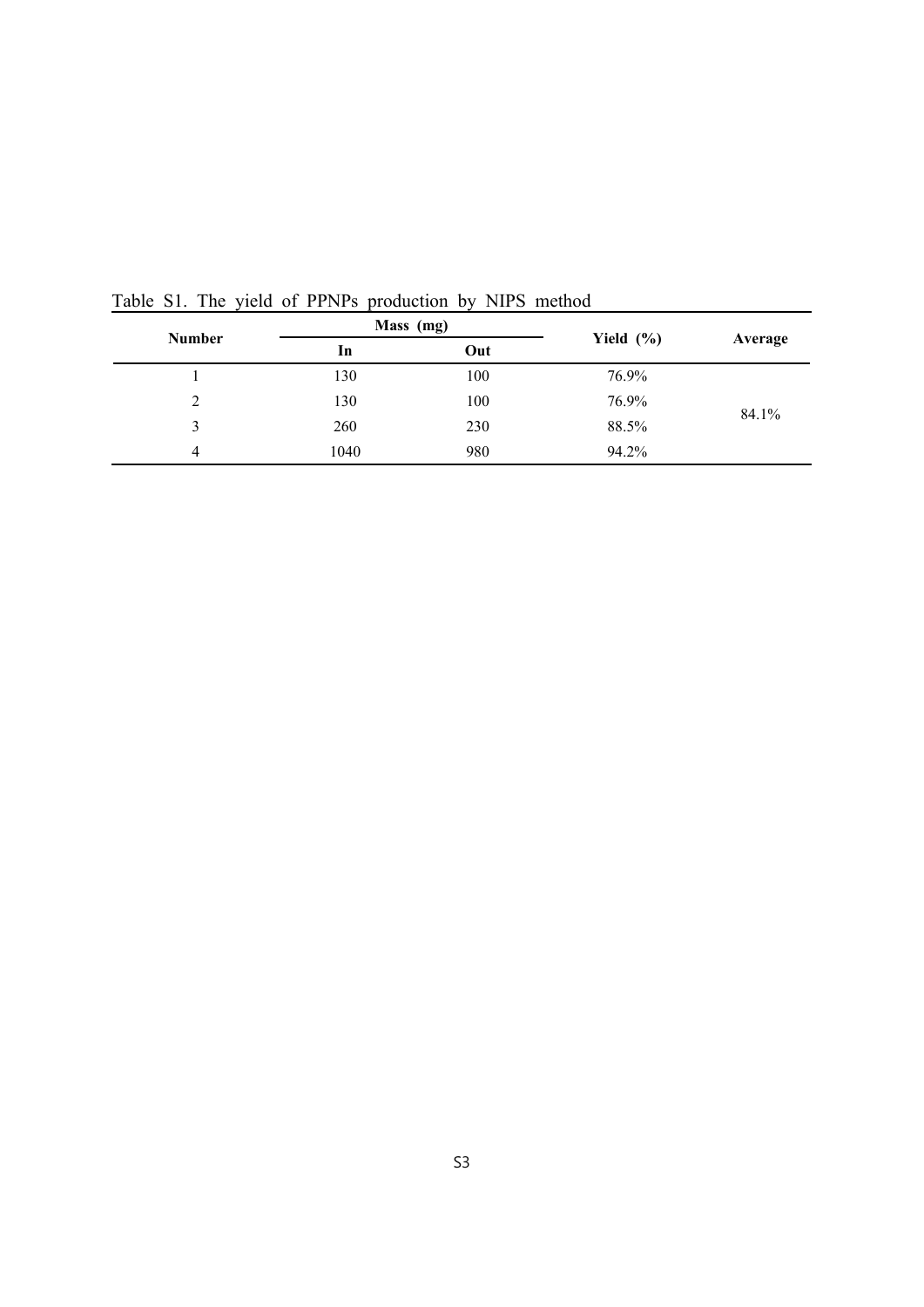Table S1. The yield of PPNPs production by NIPS method

| Number | Mass (mg) | | Yield (%) | Average |
|---|---|---|---|---|
| | In | Out | | |
| 1 | 130 | 100 | 76.9% | 84.1% |
| 2 | 130 | 100 | 76.9% | |
| 3 | 260 | 230 | 88.5% | |
| 4 | 1040 | 980 | 94.2% | |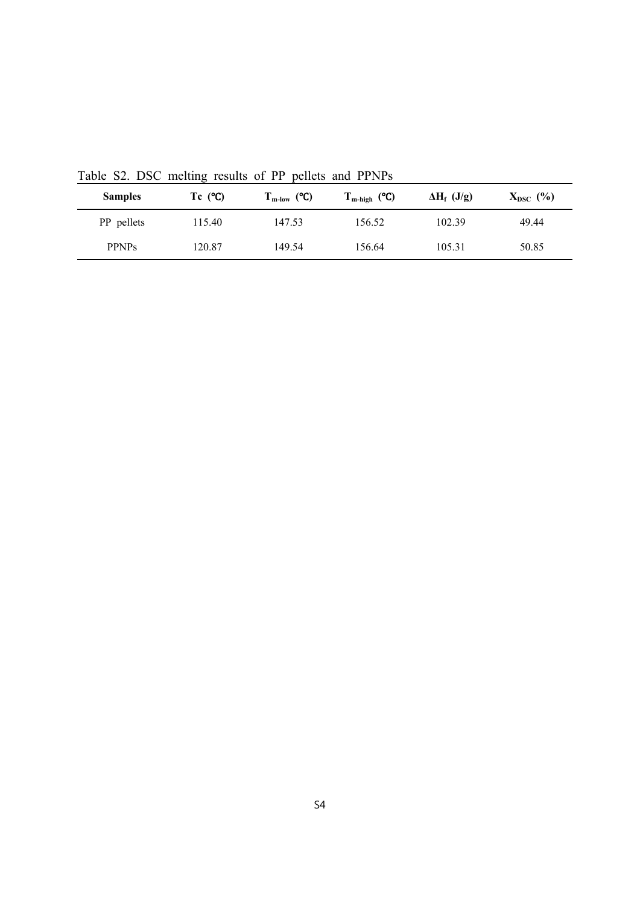Table S2. DSC melting results of PP pellets and PPNPs

| Samples | Tc (℃) | $T_{m\text{-}low}$ (℃) | $T_{m\text{-}high}$ (℃) | $\Delta H_f$ (J/g) | $X_{DSC}$ (%) |
|---|---|---|---|---|---|
| PP pellets | 115.40 | 147.53 | 156.52 | 102.39 | 49.44 |
| PPNPs | 120.87 | 149.54 | 156.64 | 105.31 | 50.85 |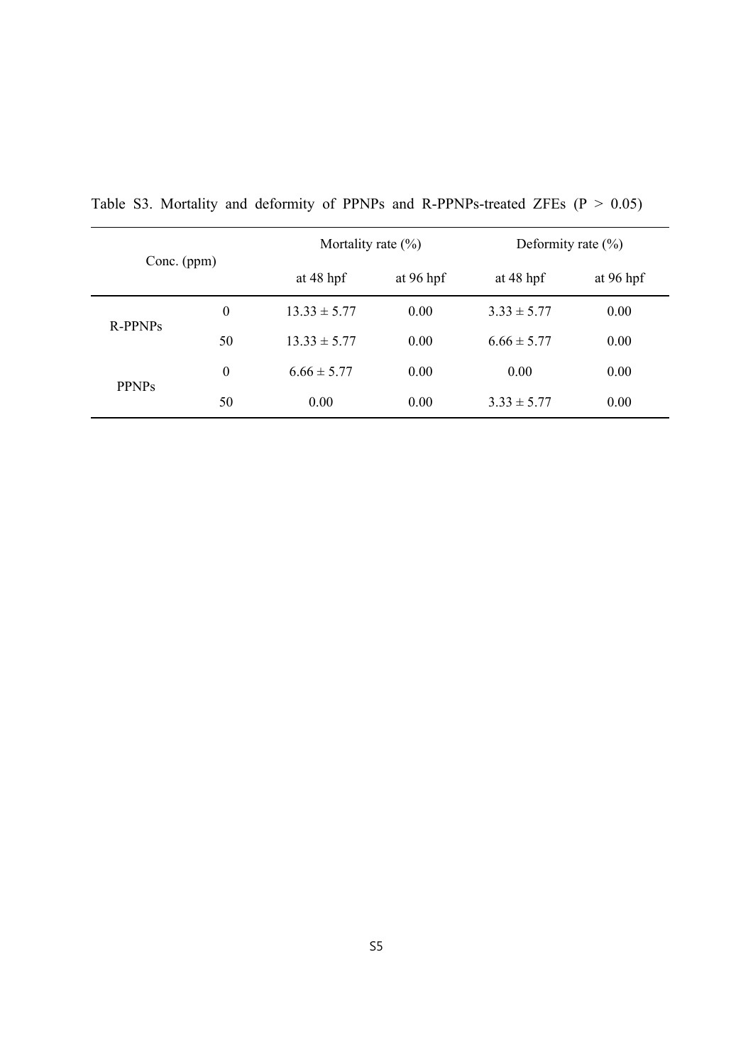Table S3. Mortality and deformity of PPNPs and R-PPNPs-treated ZFEs ($P > 0.05$)

| Conc. (ppm) | | Mortality rate (%) | | Deformity rate (%) | |
|---|---|---|---|---|---|
| | | at 48 hpf | at 96 hpf | at 48 hpf | at 96 hpf |
| R-PPNPs | 0 | 13.33 ± 5.77 | 0.00 | 3.33 ± 5.77 | 0.00 |
| | 50 | 13.33 ± 5.77 | 0.00 | 6.66 ± 5.77 | 0.00 |
| PPNPs | 0 | 6.66 ± 5.77 | 0.00 | 0.00 | 0.00 |
| | 50 | 0.00 | 0.00 | 3.33 ± 5.77 | 0.00 |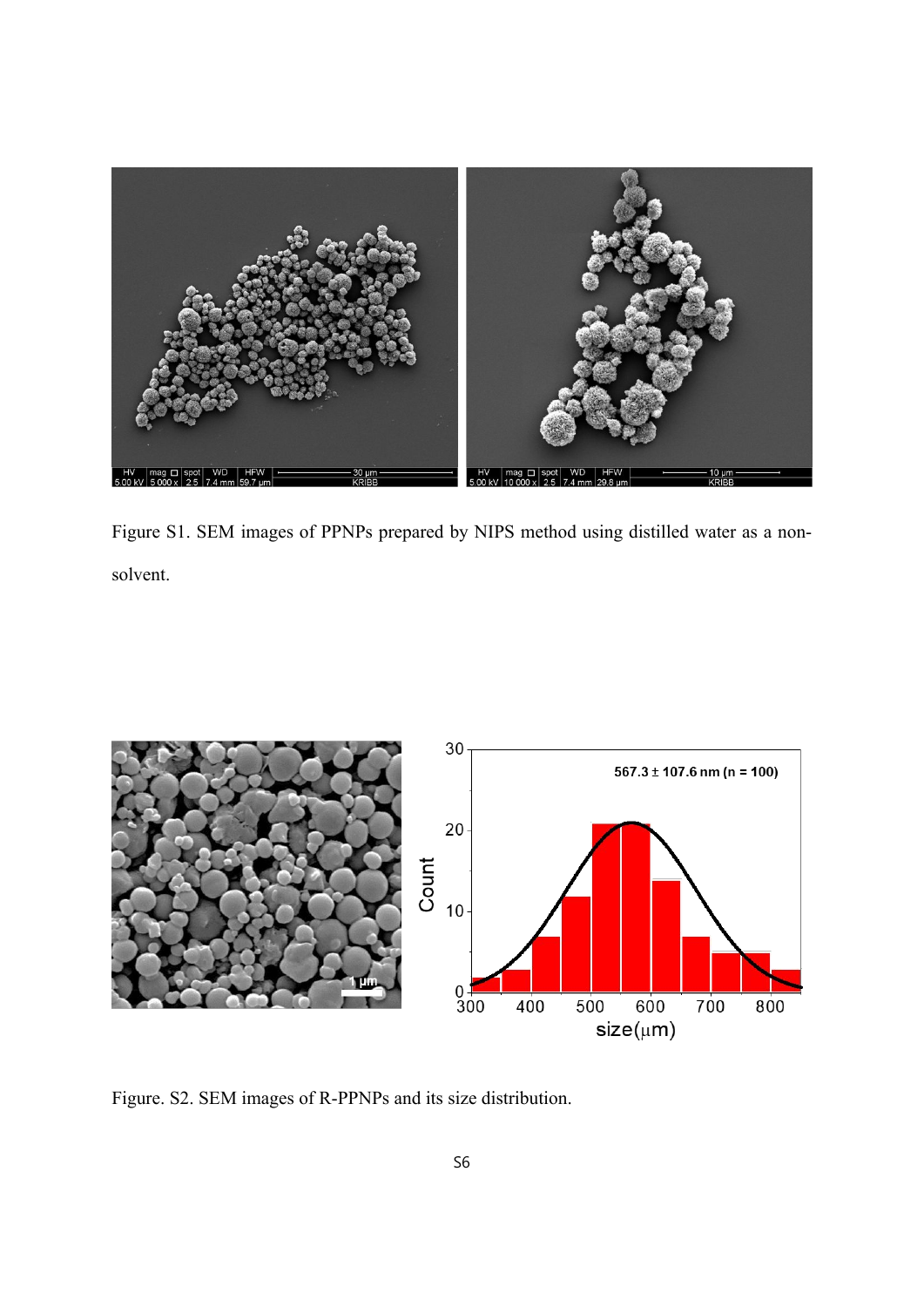Figure S1. SEM images of PPNPs prepared by NIPS method using distilled water as a non-solvent.

Figure. S2. SEM images of R-PPNPs and its size distribution.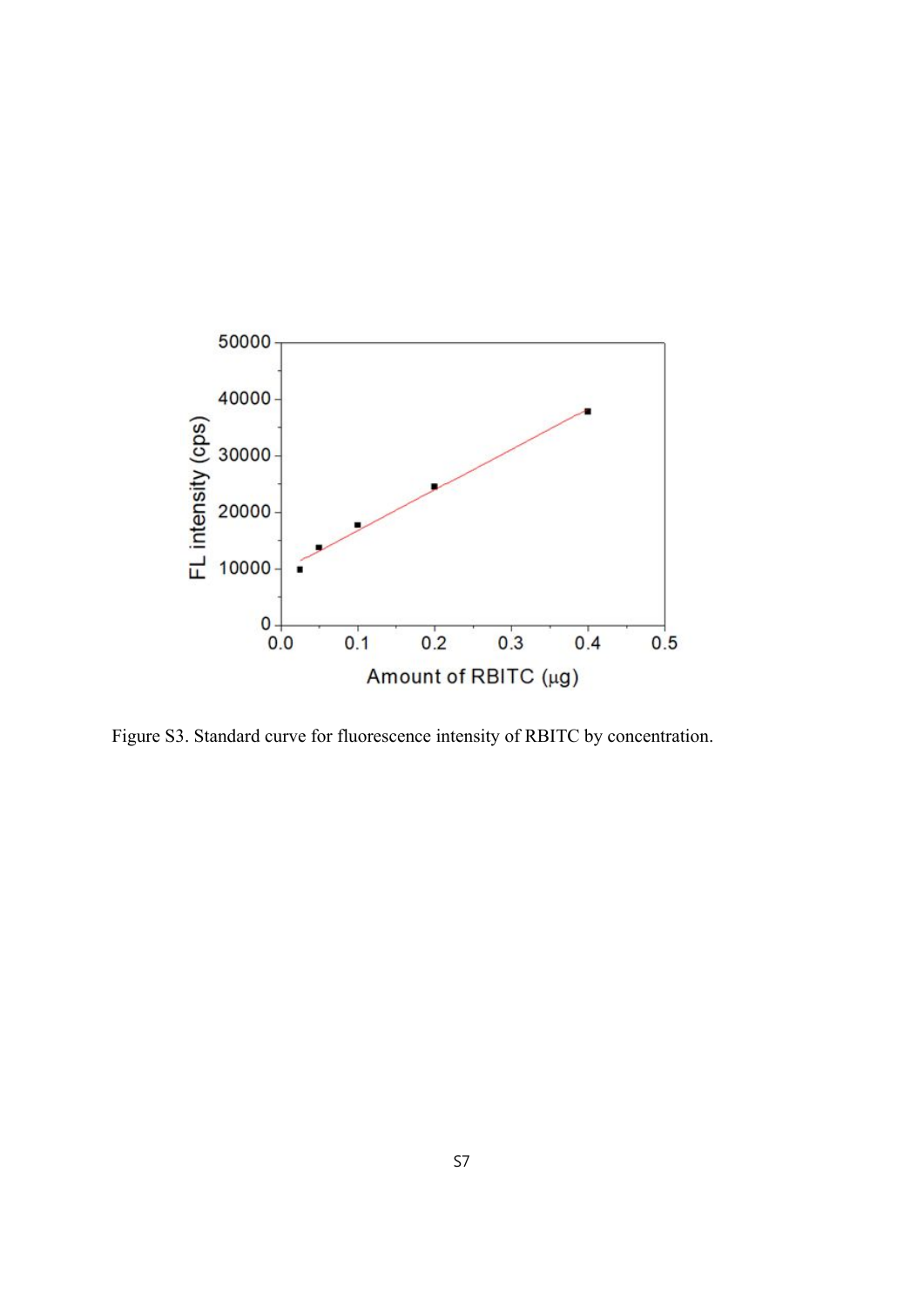Figure S3. Standard curve for fluorescence intensity of RBITC by concentration.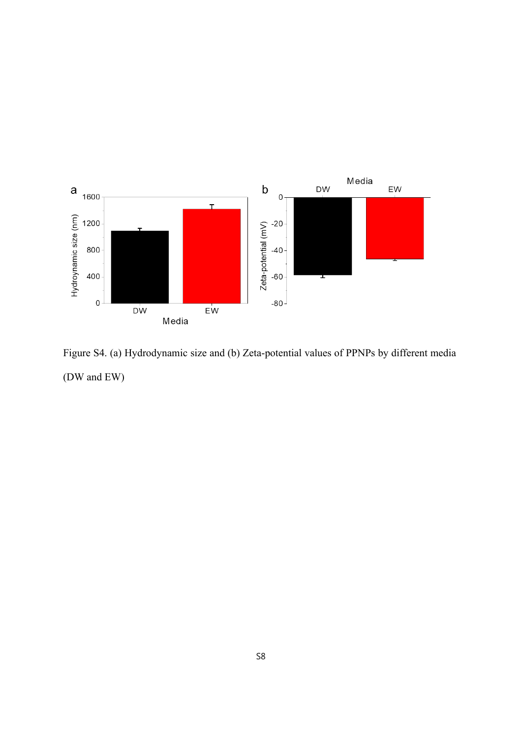Figure S4. (a) Hydrodynamic size and (b) Zeta-potential values of PPNPs by different media (DW and EW)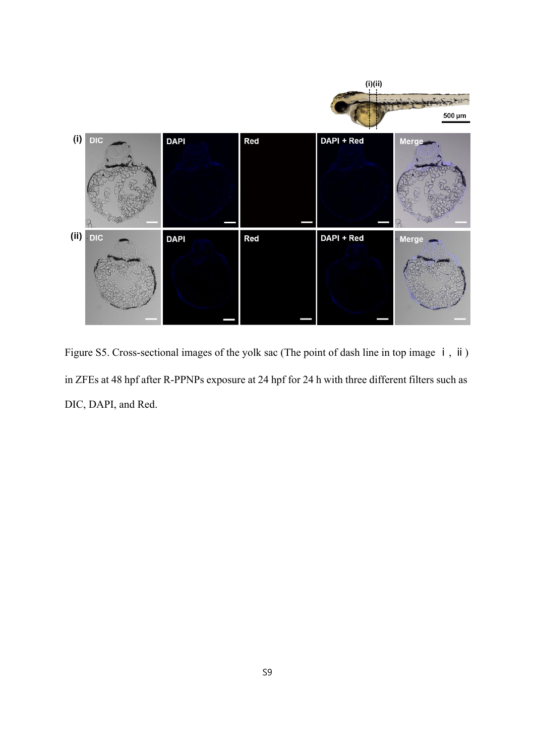Figure S5. Cross-sectional images of the yolk sac (The point of dash line in top image ⅰ, ⅱ) in ZFEs at 48 hpf after R-PPNPs exposure at 24 hpf for 24 h with three different filters such as DIC, DAPI, and Red.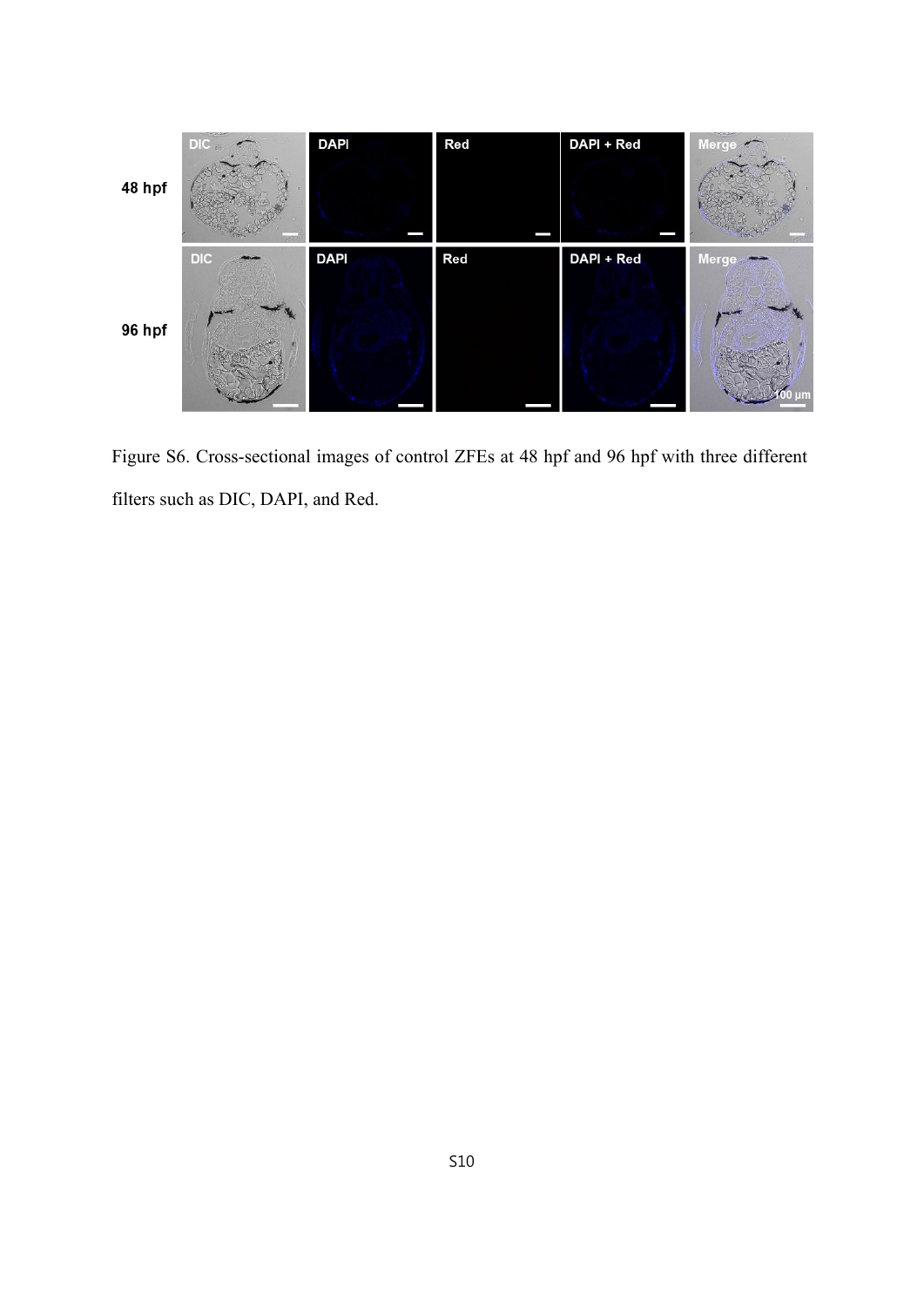Figure S6. Cross-sectional images of control ZFEs at 48 hpf and 96 hpf with three different filters such as DIC, DAPI, and Red.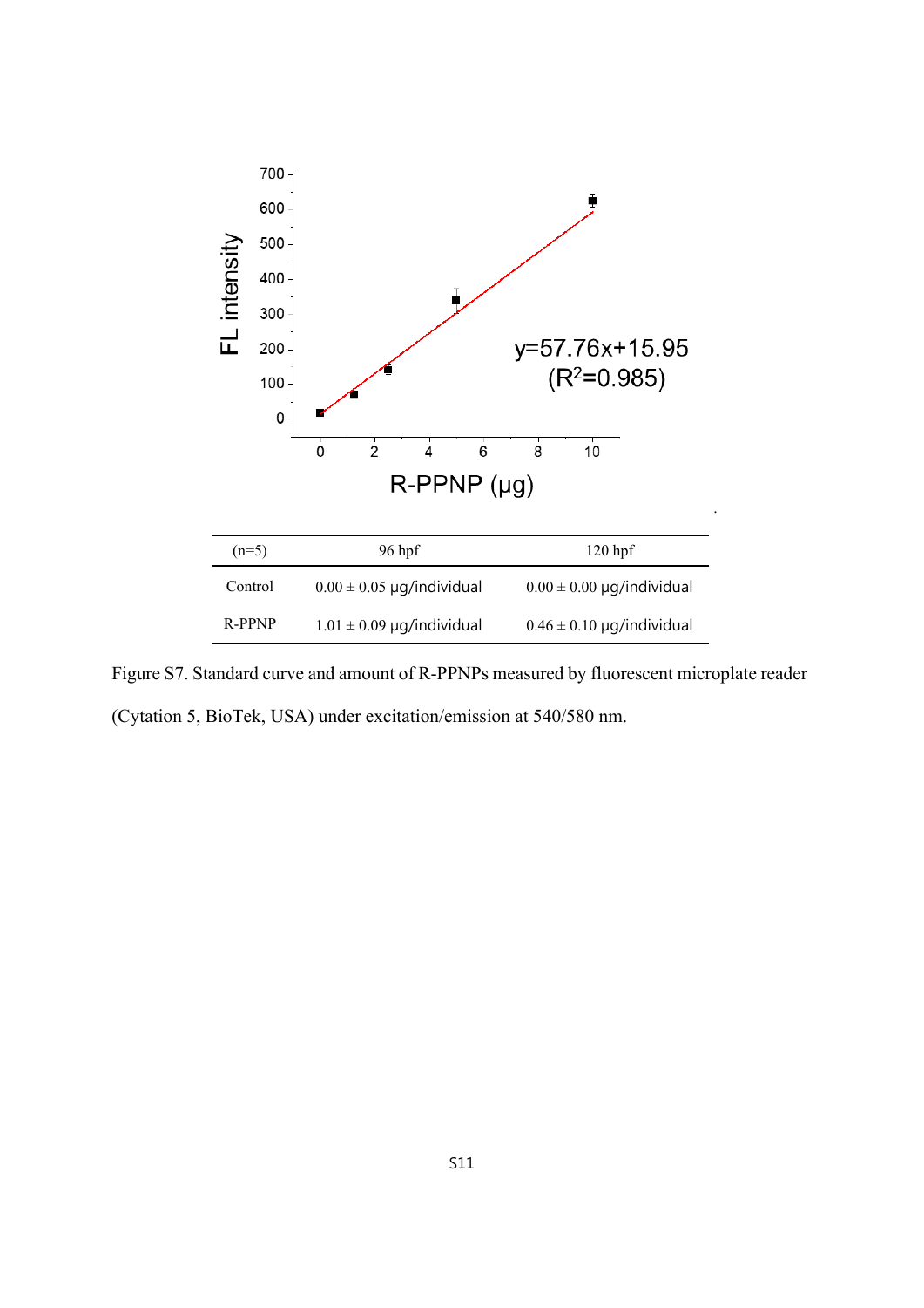FL intensity

700
600
500
400
300
200
100
0

0 2 4 6 8 10

R-PPNP (μg)

$y=57.76x+15.95$
$(R^2=0.985)$

| (n=5) | 96 hpf | 120 hpf |
| --- | --- | --- |
| Control | 0.00 ± 0.05 μg/individual | 0.00 ± 0.00 μg/individual |
| R-PPNP | 1.01 ± 0.09 μg/individual | 0.46 ± 0.10 μg/individual |

Figure S7. Standard curve and amount of R-PPNPs measured by fluorescent microplate reader (Cytation 5, BioTek, USA) under excitation/emission at 540/580 nm.